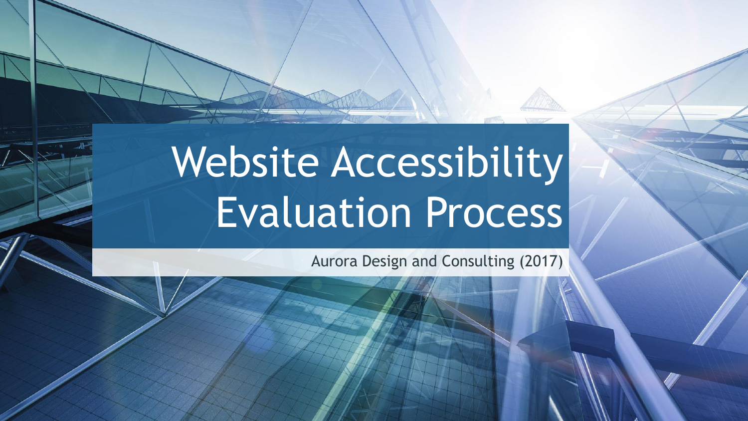# Website Accessibility Evaluation Process

Aurora Design and Consulting (2017)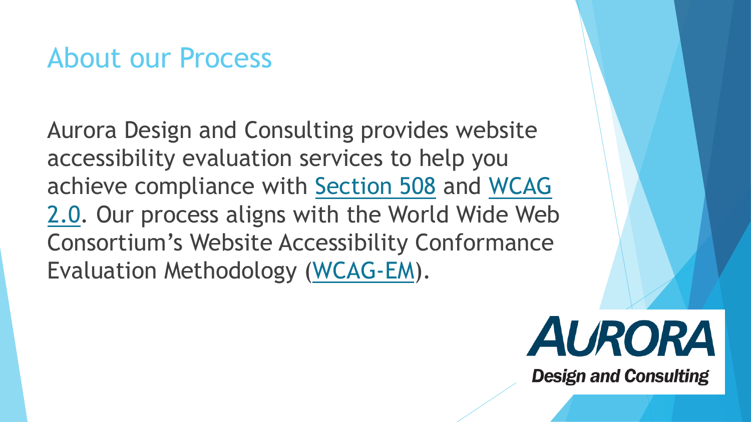# About our Process

Aurora Design and Consulting provides website accessibility evaluation services to help you achieve compliance with Section 508 and WCAG 2.0. Our process aligns with the World Wide Web Consortium's Website Accessibility Conformance Evaluation Methodology (WCAG-EM).

AURORA
Design and Consulting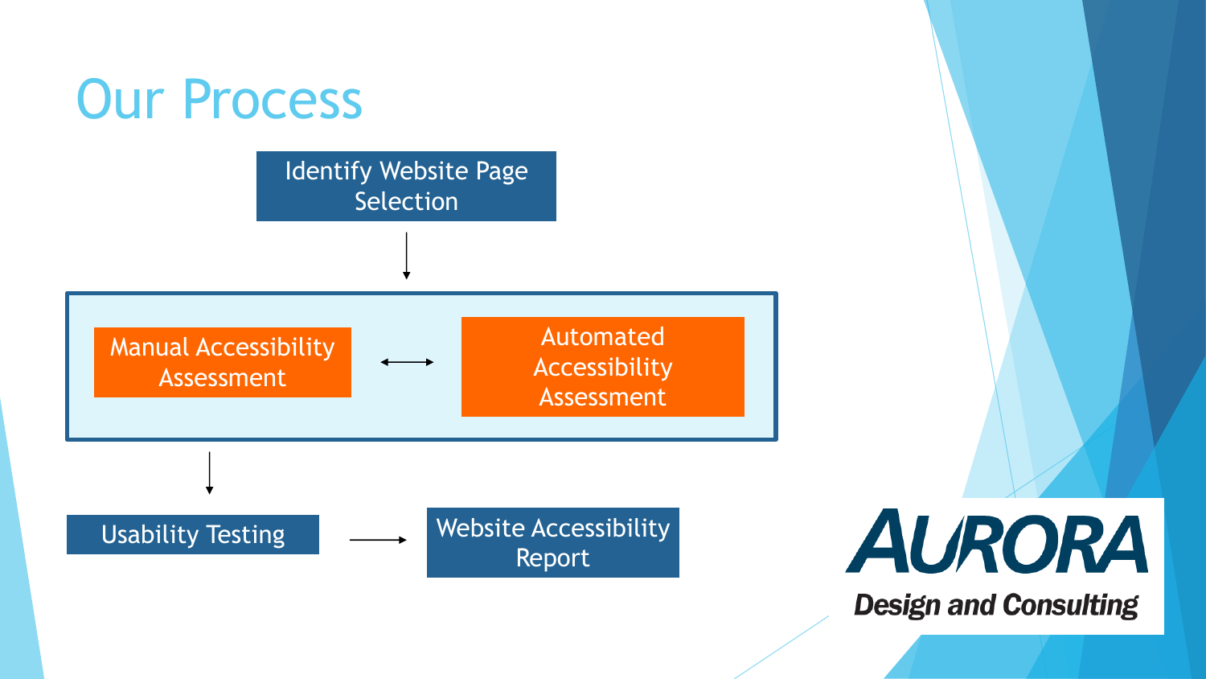# Our Process

Identify Website Page Selection

↓

Manual Accessibility Assessment ↔ Automated Accessibility Assessment

↓

Usability Testing → Website Accessibility Report

AURORA Design and Consulting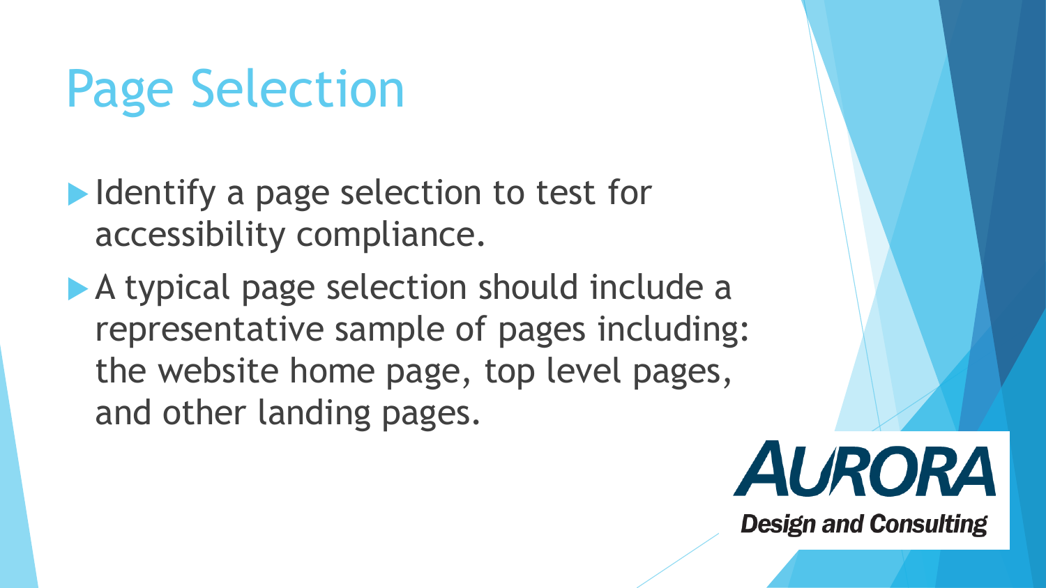# Page Selection

- Identify a page selection to test for accessibility compliance.
- A typical page selection should include a representative sample of pages including: the website home page, top level pages, and other landing pages.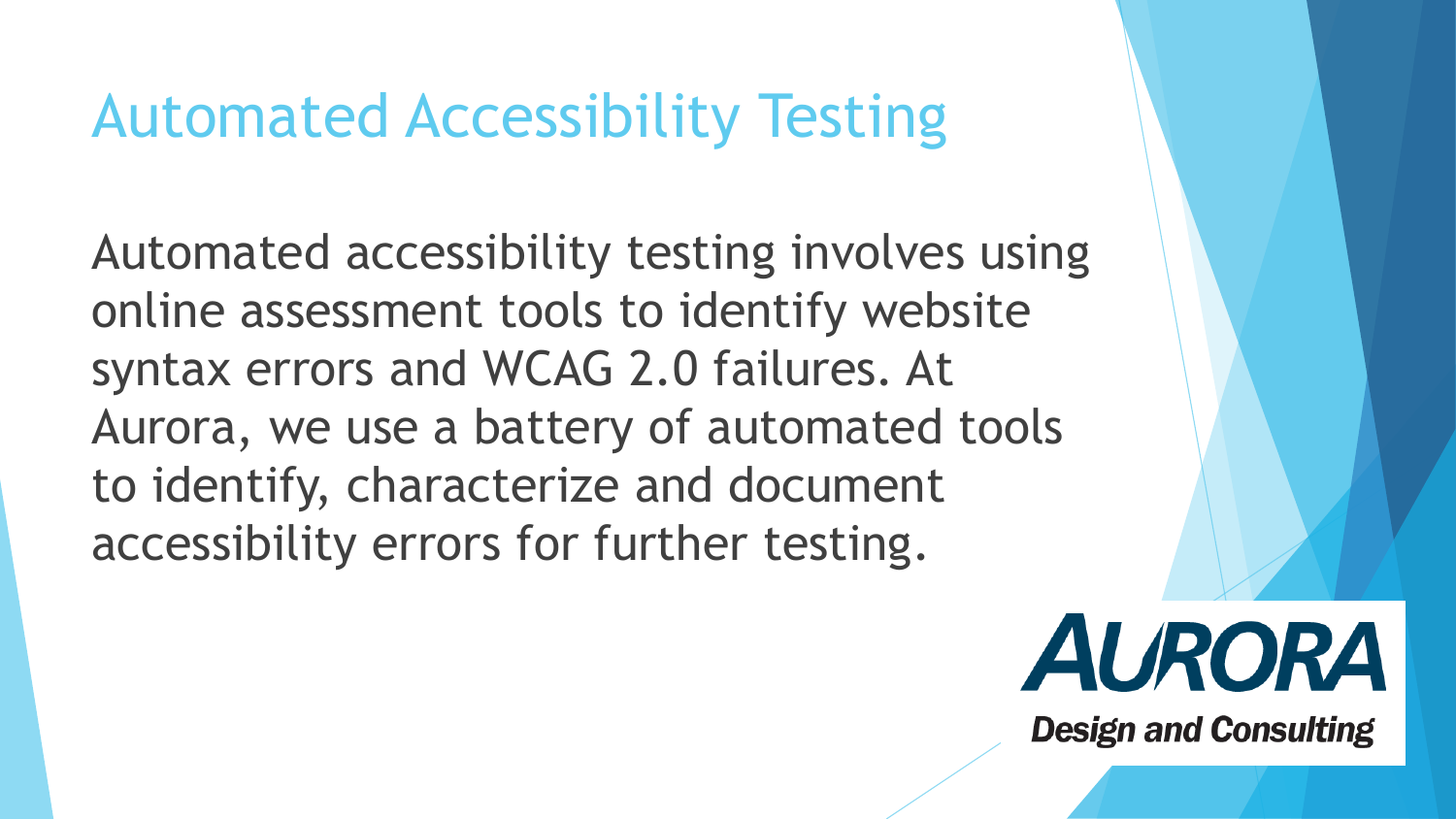# Automated Accessibility Testing

Automated accessibility testing involves using online assessment tools to identify website syntax errors and WCAG 2.0 failures. At Aurora, we use a battery of automated tools to identify, characterize and document accessibility errors for further testing.

AURORA
Design and Consulting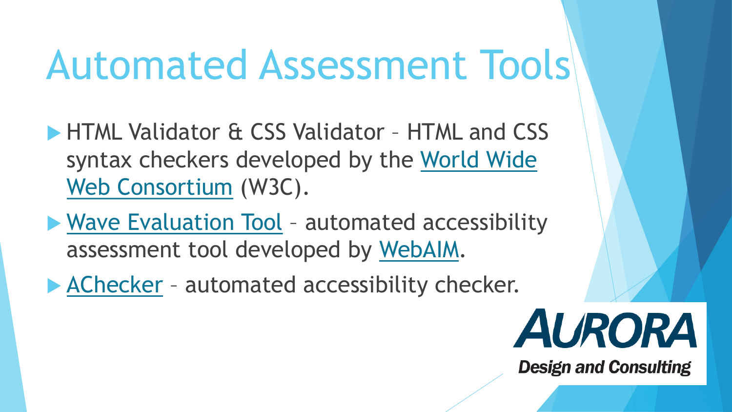# Automated Assessment Tools

- HTML Validator & CSS Validator – HTML and CSS syntax checkers developed by the World Wide Web Consortium (W3C).
- Wave Evaluation Tool – automated accessibility assessment tool developed by WebAIM.
- AChecker – automated accessibility checker.

AURORA Design and Consulting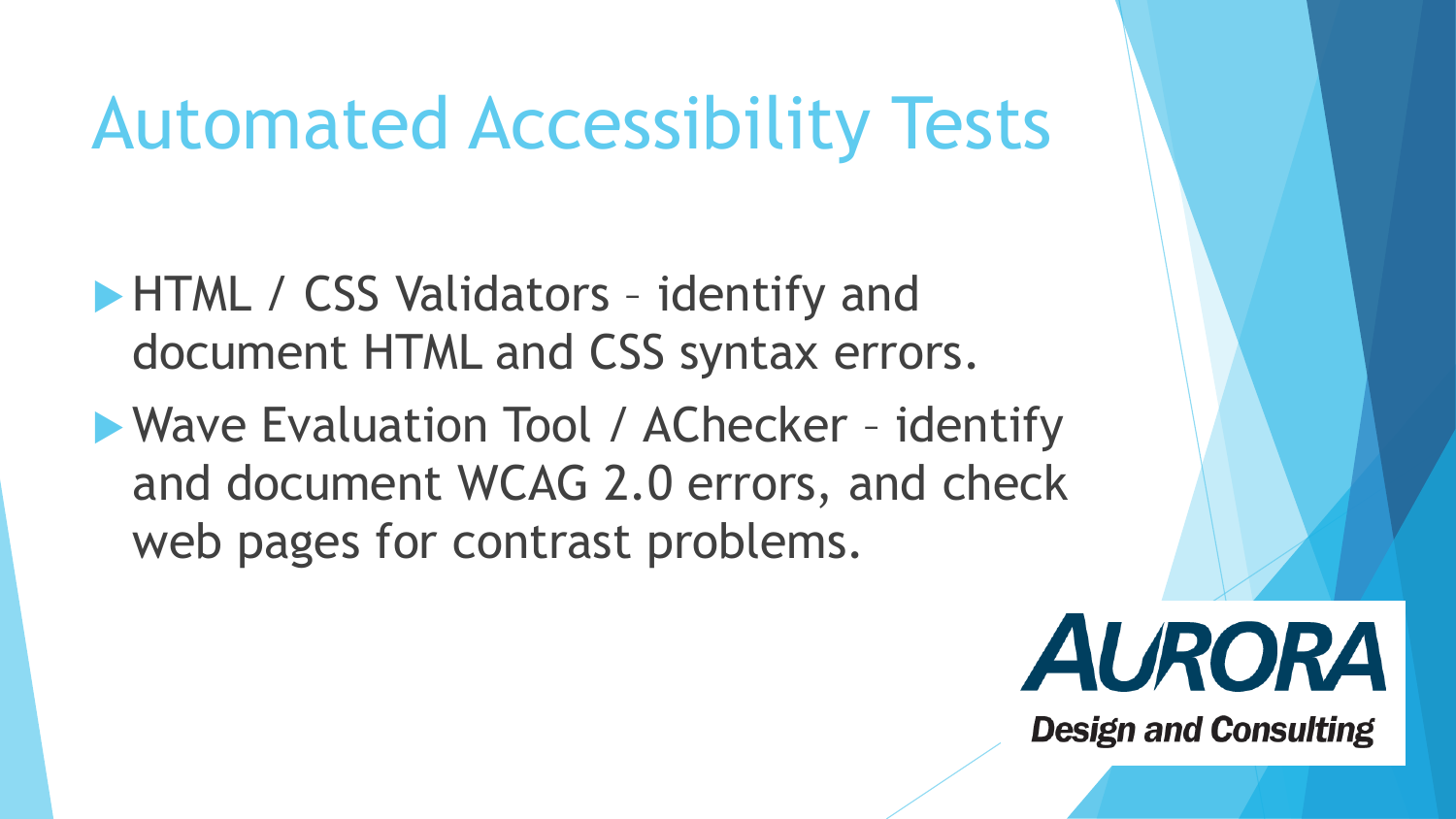# Automated Accessibility Tests

- HTML / CSS Validators – identify and document HTML and CSS syntax errors.
- Wave Evaluation Tool / AChecker – identify and document WCAG 2.0 errors, and check web pages for contrast problems.

AURORA
Design and Consulting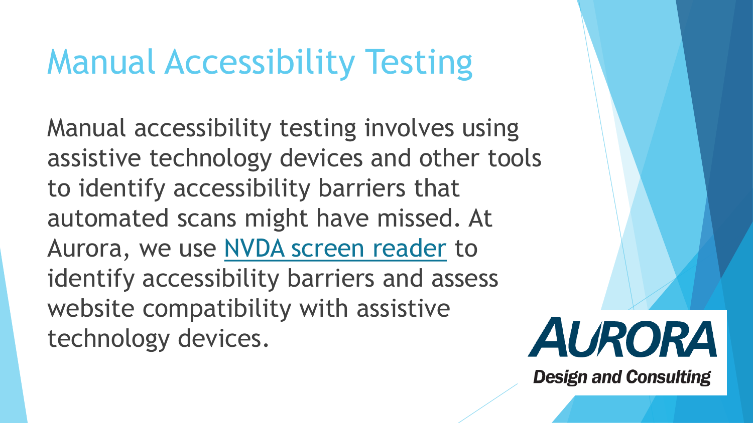# Manual Accessibility Testing

Manual accessibility testing involves using assistive technology devices and other tools to identify accessibility barriers that automated scans might have missed. At Aurora, we use NVDA screen reader to identify accessibility barriers and assess website compatibility with assistive technology devices.

AURORA

Design and Consulting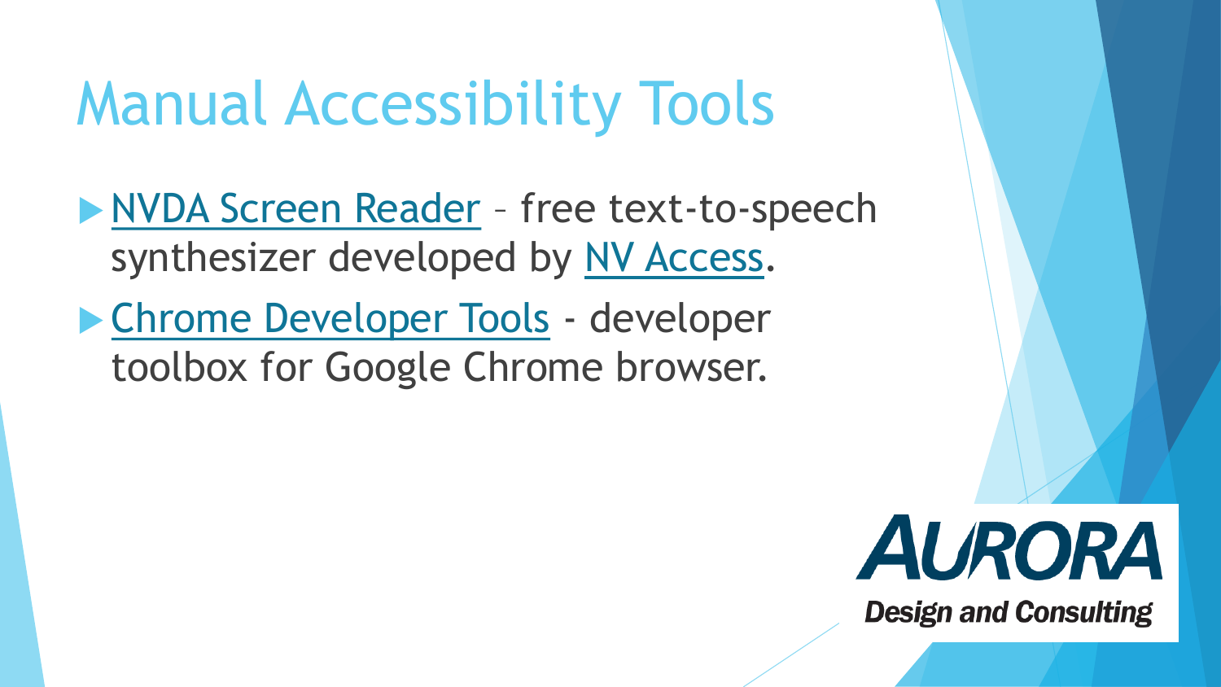# Manual Accessibility Tools

- NVDA Screen Reader – free text-to-speech synthesizer developed by NV Access.
- Chrome Developer Tools - developer toolbox for Google Chrome browser.

AURORA
Design and Consulting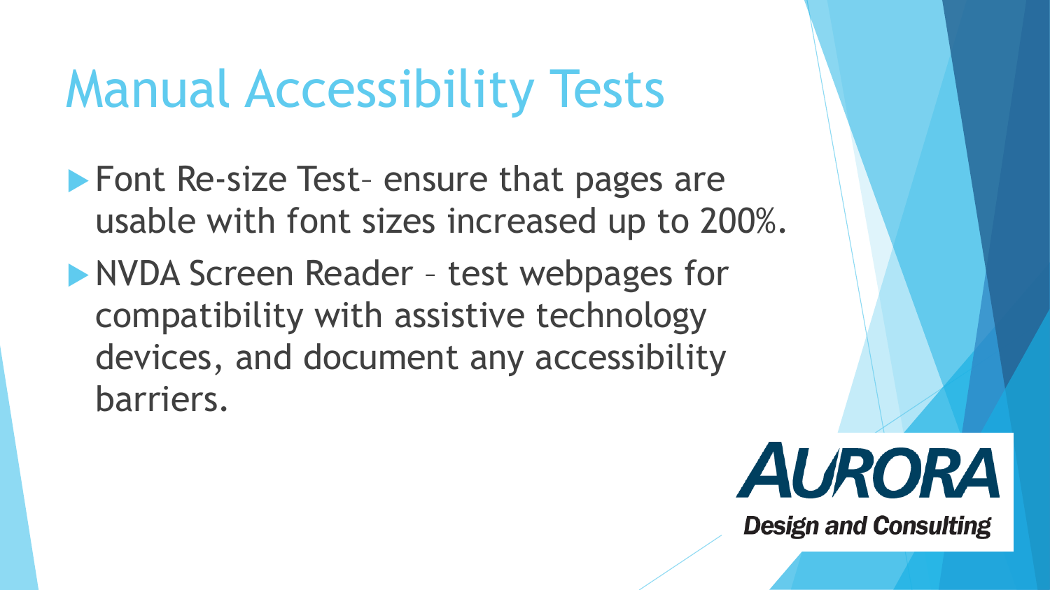# Manual Accessibility Tests

- Font Re-size Test– ensure that pages are usable with font sizes increased up to 200%.
- NVDA Screen Reader – test webpages for compatibility with assistive technology devices, and document any accessibility barriers.

AURORA
Design and Consulting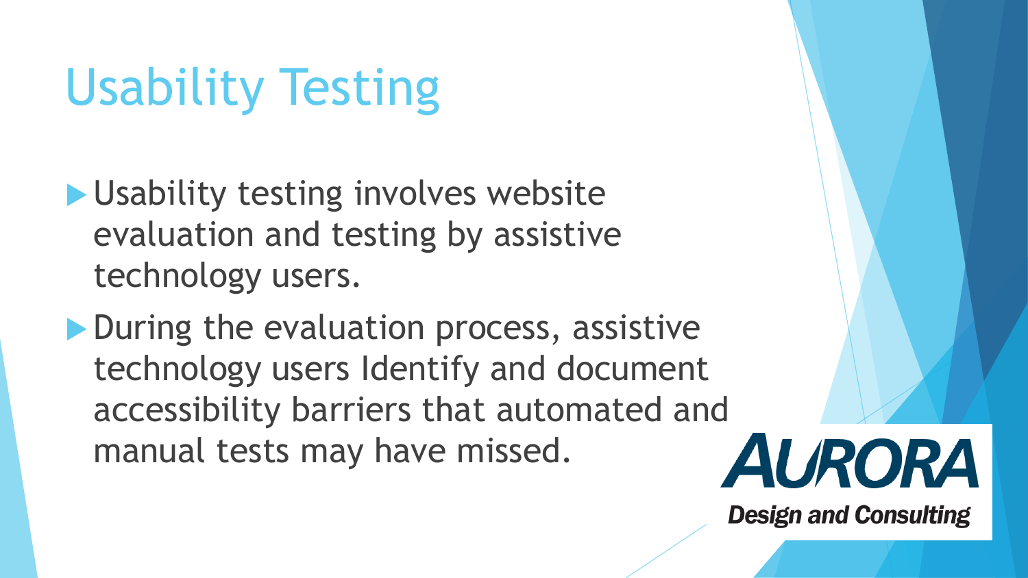# Usability Testing

- Usability testing involves website evaluation and testing by assistive technology users.
- During the evaluation process, assistive technology users Identify and document accessibility barriers that automated and manual tests may have missed.

AURORA
Design and Consulting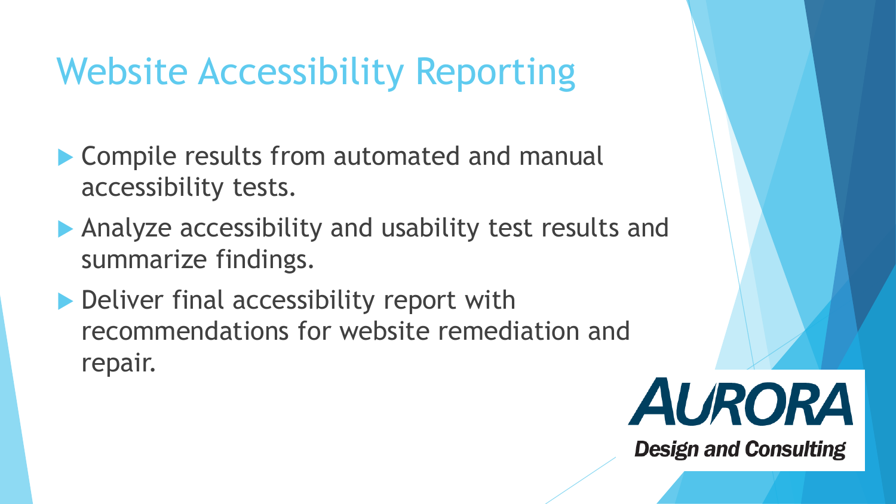# Website Accessibility Reporting

- Compile results from automated and manual accessibility tests.
- Analyze accessibility and usability test results and summarize findings.
- Deliver final accessibility report with recommendations for website remediation and repair.

AURORA
Design and Consulting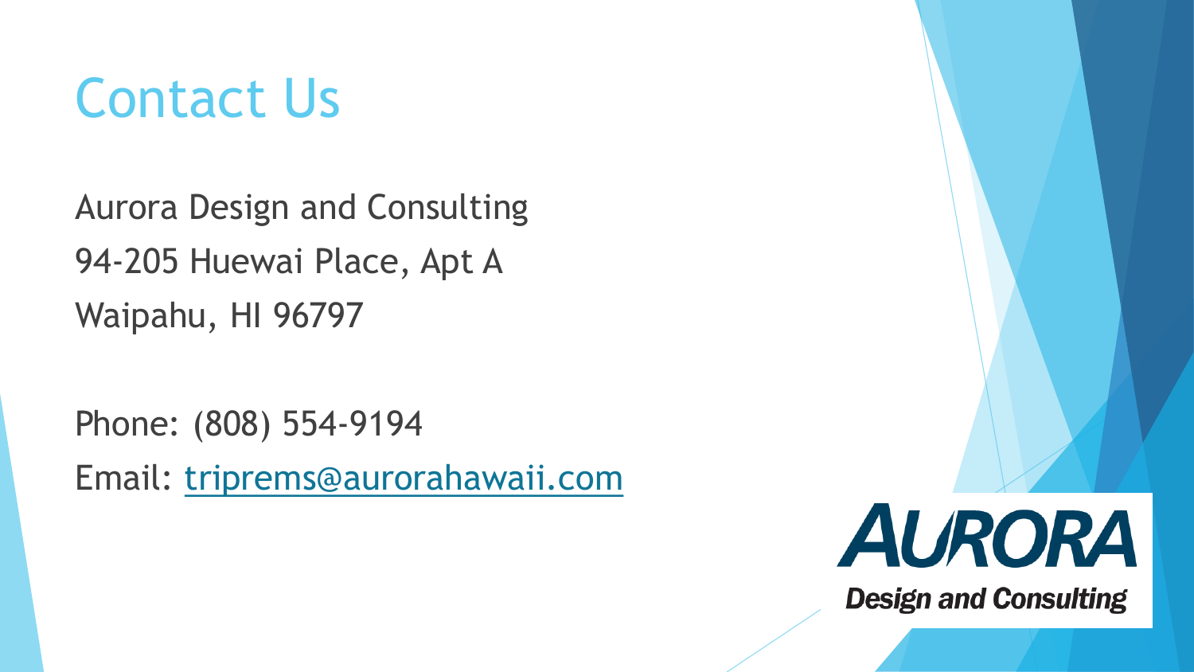# Contact Us

Aurora Design and Consulting
94-205 Huewai Place, Apt A
Waipahu, HI 96797

Phone: (808) 554-9194
Email: triprems@aurorahawaii.com

AURORA
Design and Consulting